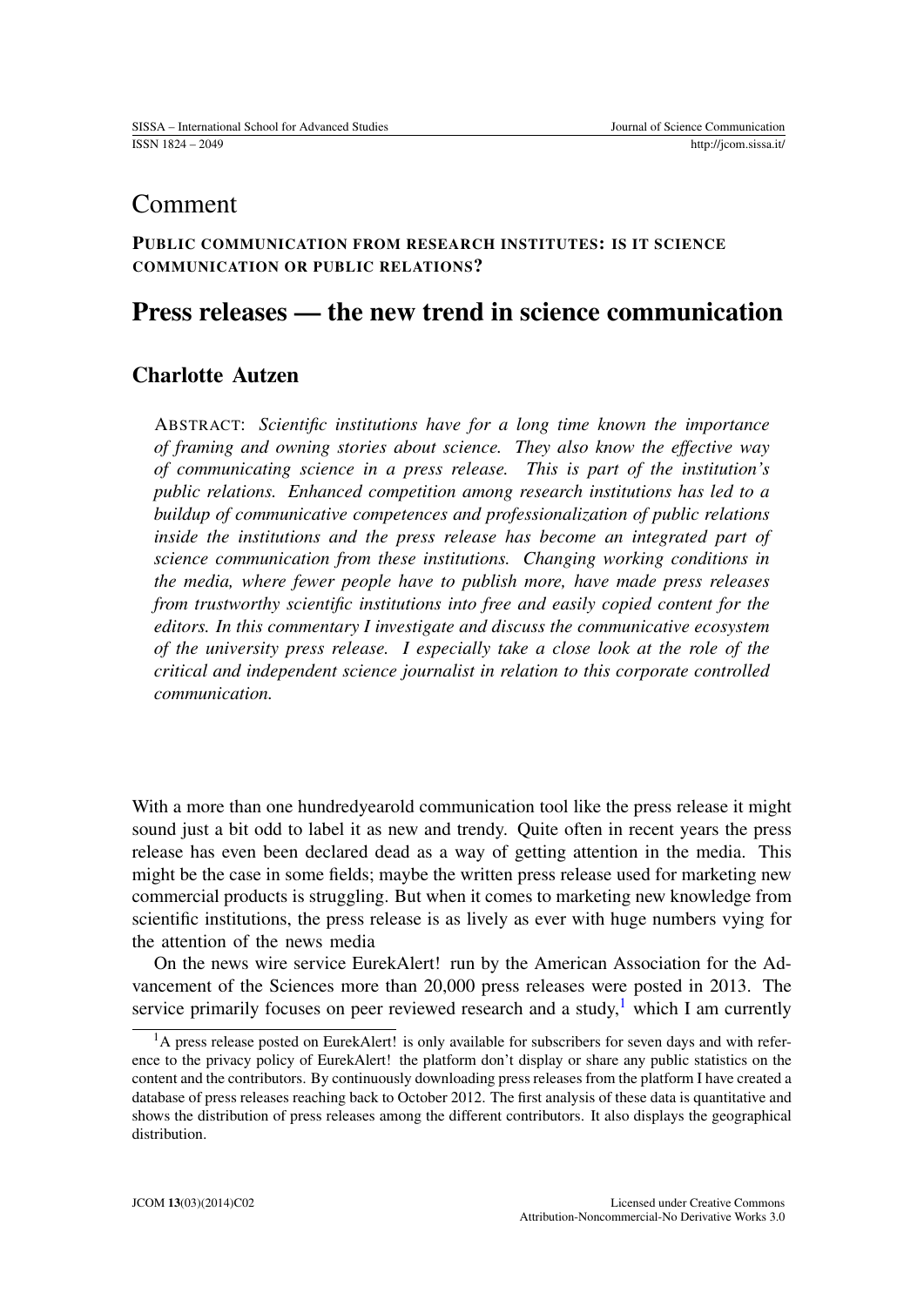# Comment

**PUBLIC COMMUNICATION FROM RESEARCH INSTITUTES: IS IT SCIENCE COMMUNICATION OR PUBLIC RELATIONS?**

# Press releases — the new trend in science communication

## Charlotte Autzen

ABSTRACT: *Scientific institutions have for a long time known the importance of framing and owning stories about science. They also know the effective way of communicating science in a press release. This is part of the institution's public relations. Enhanced competition among research institutions has led to a buildup of communicative competences and professionalization of public relations inside the institutions and the press release has become an integrated part of science communication from these institutions. Changing working conditions in the media, where fewer people have to publish more, have made press releases from trustworthy scientific institutions into free and easily copied content for the editors. In this commentary I investigate and discuss the communicative ecosystem of the university press release. I especially take a close look at the role of the critical and independent science journalist in relation to this corporate controlled communication.*

With a more than one hundredyearold communication tool like the press release it might sound just a bit odd to label it as new and trendy. Quite often in recent years the press release has even been declared dead as a way of getting attention in the media. This might be the case in some fields; maybe the written press release used for marketing new commercial products is struggling. But when it comes to marketing new knowledge from scientific institutions, the press release is as lively as ever with huge numbers vying for the attention of the news media

On the news wire service EurekAlert! run by the American Association for the Advancement of the Sciences more than 20,000 press releases were posted in 2013. The service primarily focuses on peer reviewed research and a study,[1] which I am currently

[1] A press release posted on EurekAlert! is only available for subscribers for seven days and with reference to the privacy policy of EurekAlert! the platform don't display or share any public statistics on the content and the contributors. By continuously downloading press releases from the platform I have created a database of press releases reaching back to October 2012. The first analysis of these data is quantitative and shows the distribution of press releases among the different contributors. It also displays the geographical distribution.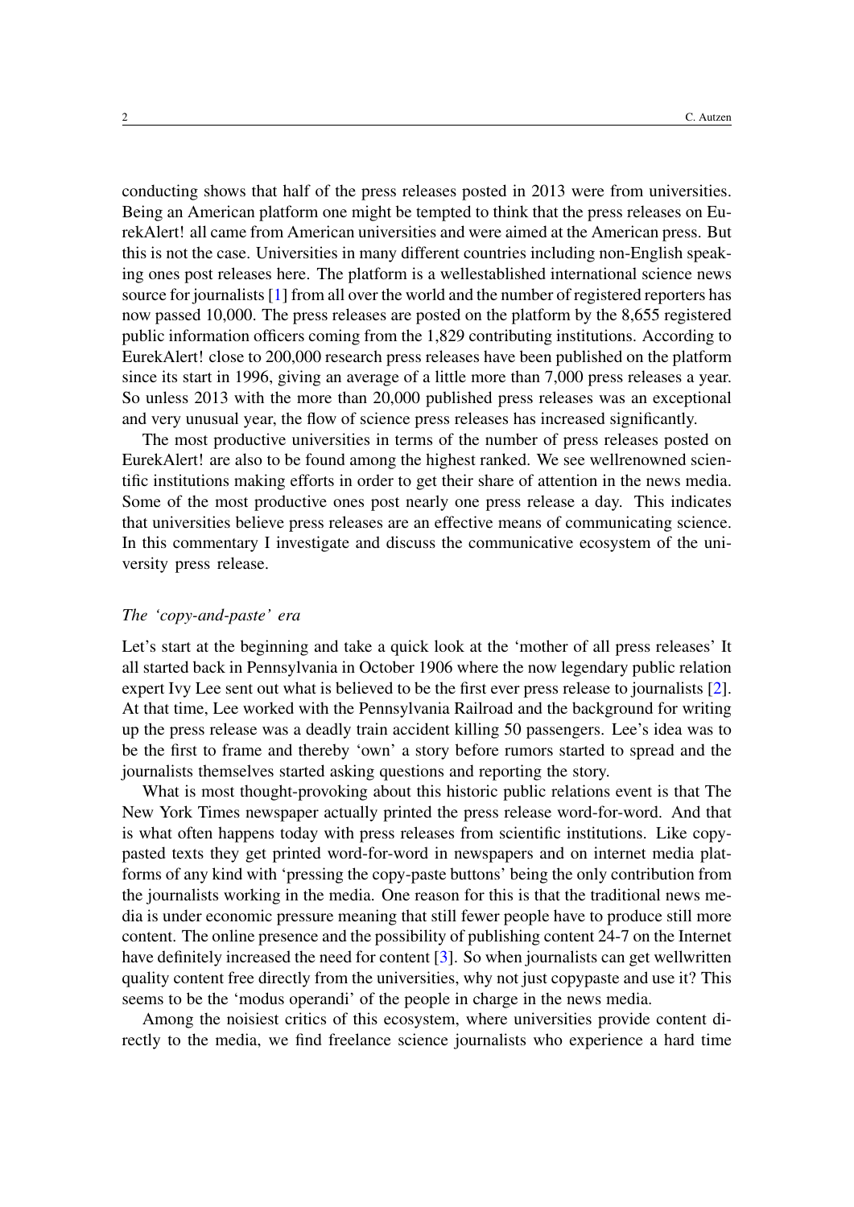conducting shows that half of the press releases posted in 2013 were from universities. Being an American platform one might be tempted to think that the press releases on EurekAlert! all came from American universities and were aimed at the American press. But this is not the case. Universities in many different countries including non-English speaking ones post releases here. The platform is a wellestablished international science news source for journalists [1] from all over the world and the number of registered reporters has now passed 10,000. The press releases are posted on the platform by the 8,655 registered public information officers coming from the 1,829 contributing institutions. According to EurekAlert! close to 200,000 research press releases have been published on the platform since its start in 1996, giving an average of a little more than 7,000 press releases a year. So unless 2013 with the more than 20,000 published press releases was an exceptional and very unusual year, the flow of science press releases has increased significantly.

The most productive universities in terms of the number of press releases posted on EurekAlert! are also to be found among the highest ranked. We see wellrenowned scientific institutions making efforts in order to get their share of attention in the news media. Some of the most productive ones post nearly one press release a day. This indicates that universities believe press releases are an effective means of communicating science. In this commentary I investigate and discuss the communicative ecosystem of the university press release.

*The 'copy-and-paste' era*

Let's start at the beginning and take a quick look at the 'mother of all press releases' It all started back in Pennsylvania in October 1906 where the now legendary public relation expert Ivy Lee sent out what is believed to be the first ever press release to journalists [2]. At that time, Lee worked with the Pennsylvania Railroad and the background for writing up the press release was a deadly train accident killing 50 passengers. Lee's idea was to be the first to frame and thereby 'own' a story before rumors started to spread and the journalists themselves started asking questions and reporting the story.

What is most thought-provoking about this historic public relations event is that The New York Times newspaper actually printed the press release word-for-word. And that is what often happens today with press releases from scientific institutions. Like copy-pasted texts they get printed word-for-word in newspapers and on internet media platforms of any kind with 'pressing the copy-paste buttons' being the only contribution from the journalists working in the media. One reason for this is that the traditional news media is under economic pressure meaning that still fewer people have to produce still more content. The online presence and the possibility of publishing content 24-7 on the Internet have definitely increased the need for content [3]. So when journalists can get wellwritten quality content free directly from the universities, why not just copypaste and use it? This seems to be the 'modus operandi' of the people in charge in the news media.

Among the noisiest critics of this ecosystem, where universities provide content directly to the media, we find freelance science journalists who experience a hard time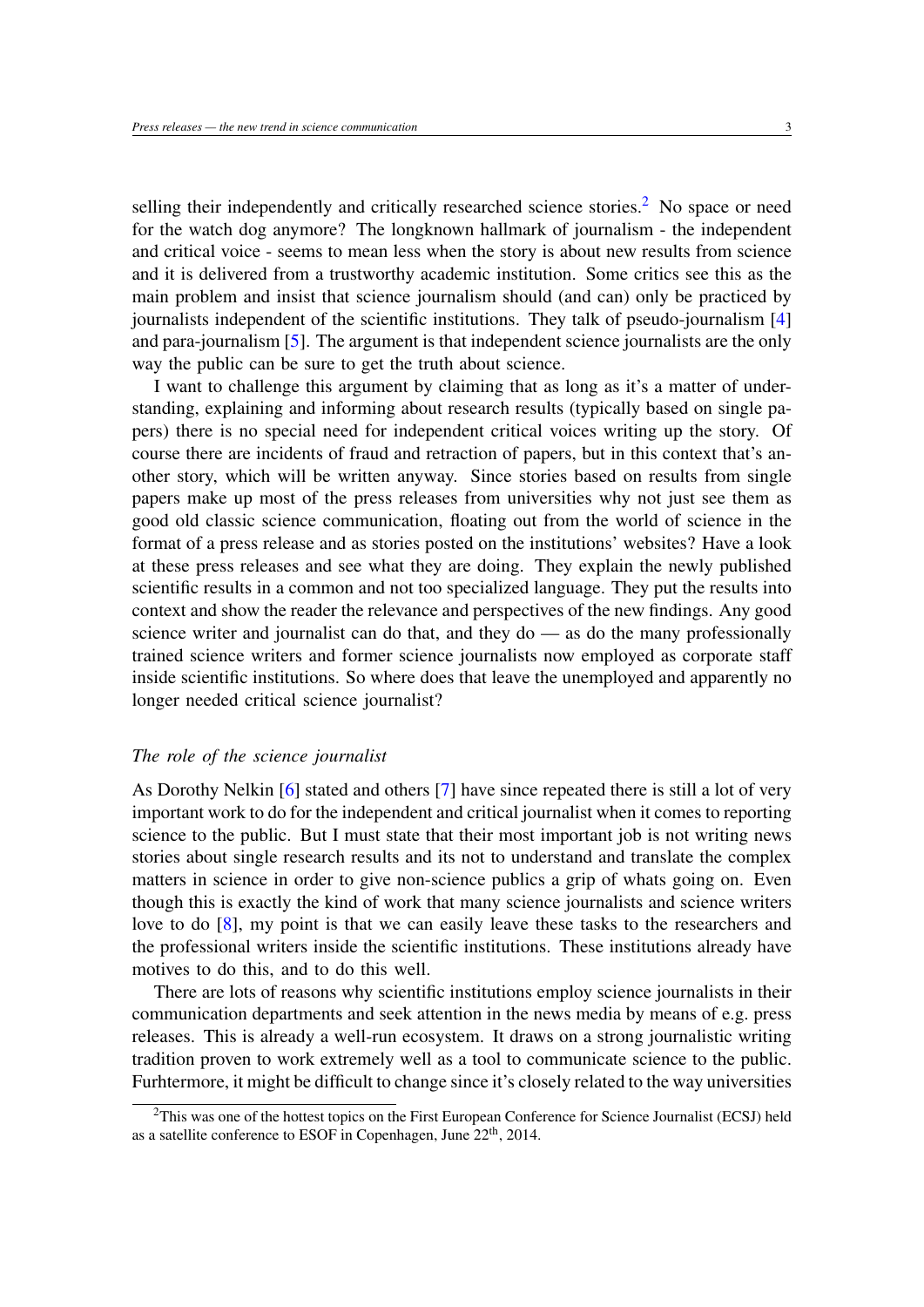selling their independently and critically researched science stories.[2] No space or need for the watch dog anymore? The longknown hallmark of journalism - the independent and critical voice - seems to mean less when the story is about new results from science and it is delivered from a trustworthy academic institution. Some critics see this as the main problem and insist that science journalism should (and can) only be practiced by journalists independent of the scientific institutions. They talk of pseudo-journalism [4] and para-journalism [5]. The argument is that independent science journalists are the only way the public can be sure to get the truth about science.

I want to challenge this argument by claiming that as long as it's a matter of understanding, explaining and informing about research results (typically based on single papers) there is no special need for independent critical voices writing up the story. Of course there are incidents of fraud and retraction of papers, but in this context that's another story, which will be written anyway. Since stories based on results from single papers make up most of the press releases from universities why not just see them as good old classic science communication, floating out from the world of science in the format of a press release and as stories posted on the institutions' websites? Have a look at these press releases and see what they are doing. They explain the newly published scientific results in a common and not too specialized language. They put the results into context and show the reader the relevance and perspectives of the new findings. Any good science writer and journalist can do that, and they do — as do the many professionally trained science writers and former science journalists now employed as corporate staff inside scientific institutions. So where does that leave the unemployed and apparently no longer needed critical science journalist?

### *The role of the science journalist*

As Dorothy Nelkin [6] stated and others [7] have since repeated there is still a lot of very important work to do for the independent and critical journalist when it comes to reporting science to the public. But I must state that their most important job is not writing news stories about single research results and its not to understand and translate the complex matters in science in order to give non-science publics a grip of whats going on. Even though this is exactly the kind of work that many science journalists and science writers love to do [8], my point is that we can easily leave these tasks to the researchers and the professional writers inside the scientific institutions. These institutions already have motives to do this, and to do this well.

There are lots of reasons why scientific institutions employ science journalists in their communication departments and seek attention in the news media by means of e.g. press releases. This is already a well-run ecosystem. It draws on a strong journalistic writing tradition proven to work extremely well as a tool to communicate science to the public. Furhtermore, it might be difficult to change since it's closely related to the way universities

[2] This was one of the hottest topics on the First European Conference for Science Journalist (ECSJ) held as a satellite conference to ESOF in Copenhagen, June 22th, 2014.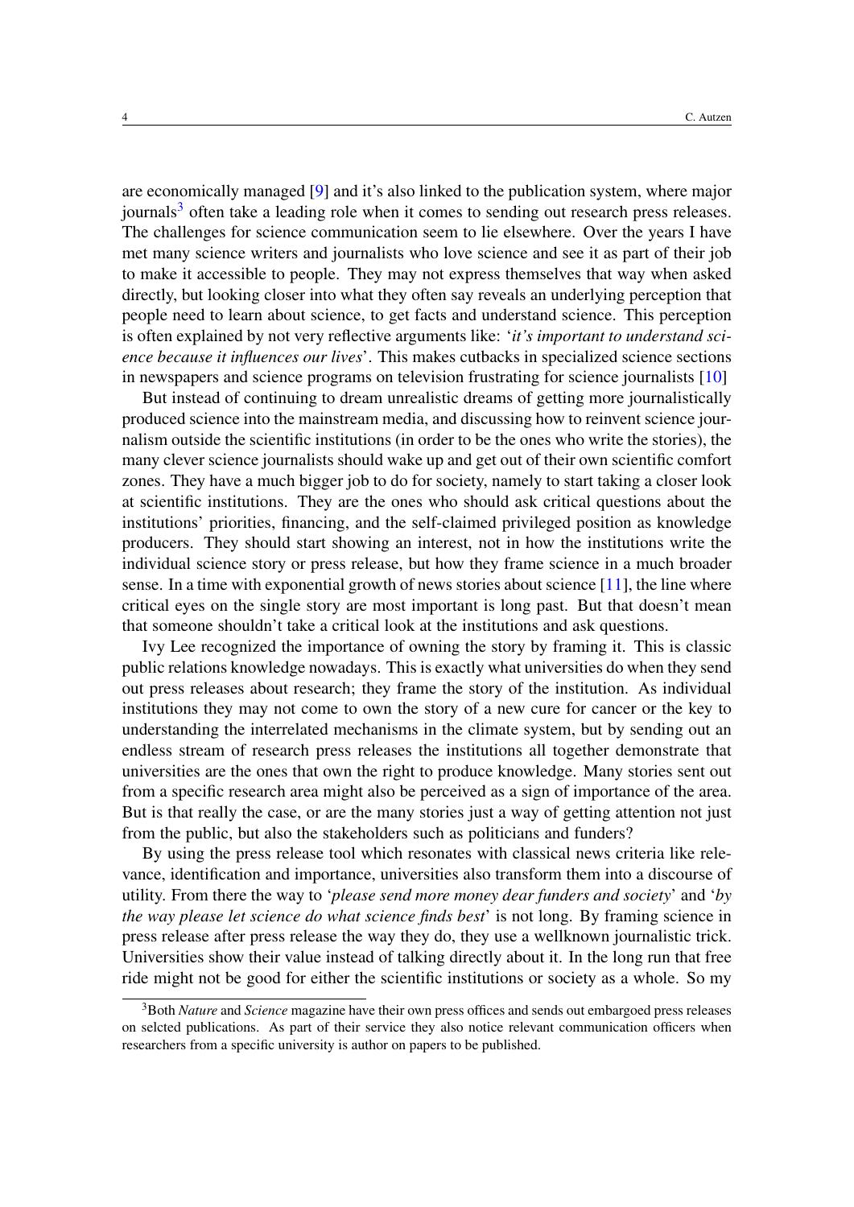are economically managed [9] and it's also linked to the publication system, where major journals[3] often take a leading role when it comes to sending out research press releases. The challenges for science communication seem to lie elsewhere. Over the years I have met many science writers and journalists who love science and see it as part of their job to make it accessible to people. They may not express themselves that way when asked directly, but looking closer into what they often say reveals an underlying perception that people need to learn about science, to get facts and understand science. This perception is often explained by not very reflective arguments like: '*it's important to understand science because it influences our lives*'. This makes cutbacks in specialized science sections in newspapers and science programs on television frustrating for science journalists [10]

But instead of continuing to dream unrealistic dreams of getting more journalistically produced science into the mainstream media, and discussing how to reinvent science journalism outside the scientific institutions (in order to be the ones who write the stories), the many clever science journalists should wake up and get out of their own scientific comfort zones. They have a much bigger job to do for society, namely to start taking a closer look at scientific institutions. They are the ones who should ask critical questions about the institutions' priorities, financing, and the self-claimed privileged position as knowledge producers. They should start showing an interest, not in how the institutions write the individual science story or press release, but how they frame science in a much broader sense. In a time with exponential growth of news stories about science [11], the line where critical eyes on the single story are most important is long past. But that doesn't mean that someone shouldn't take a critical look at the institutions and ask questions.

Ivy Lee recognized the importance of owning the story by framing it. This is classic public relations knowledge nowadays. This is exactly what universities do when they send out press releases about research; they frame the story of the institution. As individual institutions they may not come to own the story of a new cure for cancer or the key to understanding the interrelated mechanisms in the climate system, but by sending out an endless stream of research press releases the institutions all together demonstrate that universities are the ones that own the right to produce knowledge. Many stories sent out from a specific research area might also be perceived as a sign of importance of the area. But is that really the case, or are the many stories just a way of getting attention not just from the public, but also the stakeholders such as politicians and funders?

By using the press release tool which resonates with classical news criteria like relevance, identification and importance, universities also transform them into a discourse of utility. From there the way to '*please send more money dear funders and society*' and '*by the way please let science do what science finds best*' is not long. By framing science in press release after press release the way they do, they use a wellknown journalistic trick. Universities show their value instead of talking directly about it. In the long run that free ride might not be good for either the scientific institutions or society as a whole. So my

---

[3] Both *Nature* and *Science* magazine have their own press offices and sends out embargoed press releases on selcted publications. As part of their service they also notice relevant communication officers when researchers from a specific university is author on papers to be published.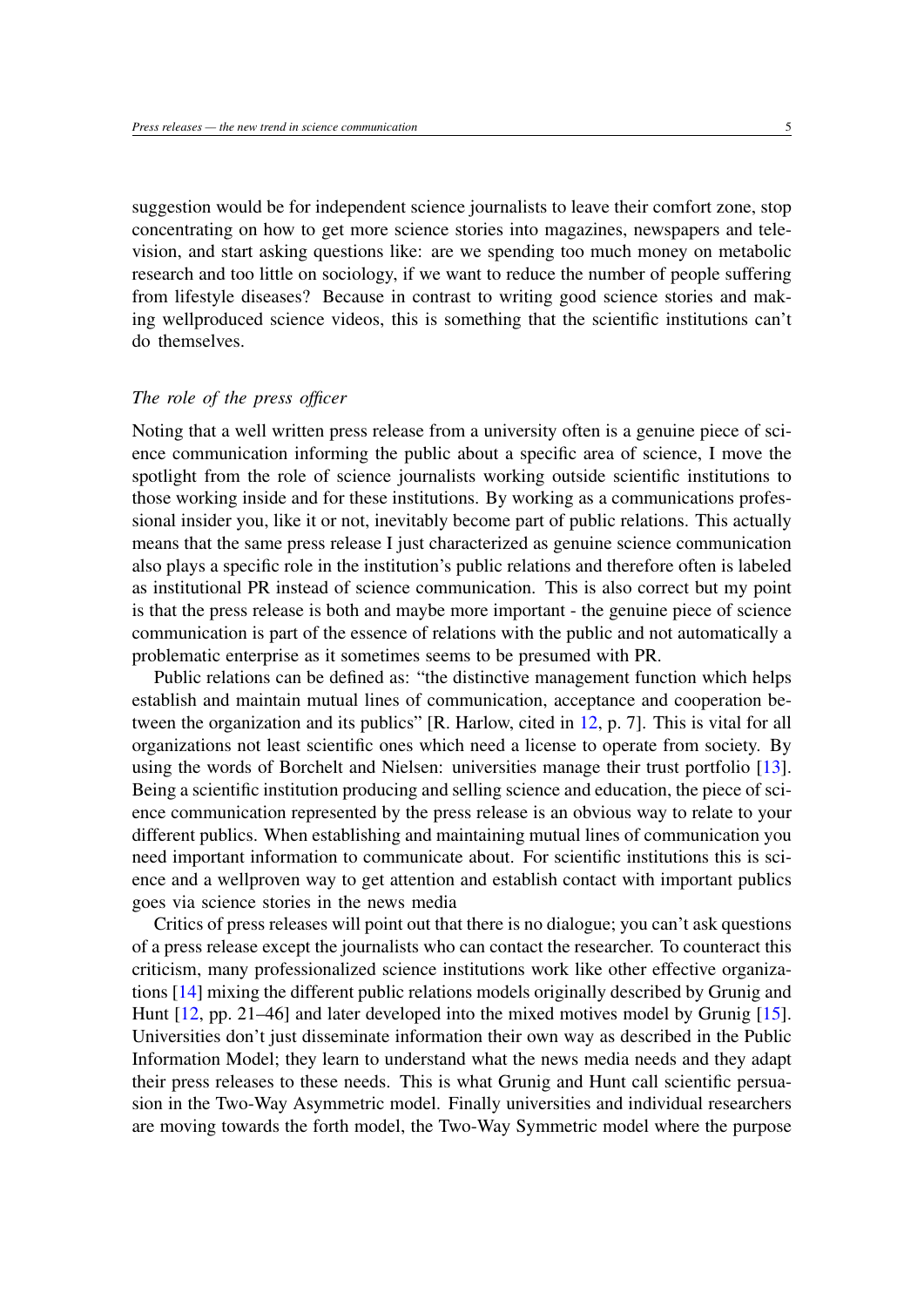suggestion would be for independent science journalists to leave their comfort zone, stop concentrating on how to get more science stories into magazines, newspapers and television, and start asking questions like: are we spending too much money on metabolic research and too little on sociology, if we want to reduce the number of people suffering from lifestyle diseases? Because in contrast to writing good science stories and making wellproduced science videos, this is something that the scientific institutions can't do themselves.

### *The role of the press officer*

Noting that a well written press release from a university often is a genuine piece of science communication informing the public about a specific area of science, I move the spotlight from the role of science journalists working outside scientific institutions to those working inside and for these institutions. By working as a communications professional insider you, like it or not, inevitably become part of public relations. This actually means that the same press release I just characterized as genuine science communication also plays a specific role in the institution's public relations and therefore often is labeled as institutional PR instead of science communication. This is also correct but my point is that the press release is both and maybe more important - the genuine piece of science communication is part of the essence of relations with the public and not automatically a problematic enterprise as it sometimes seems to be presumed with PR.

Public relations can be defined as: "the distinctive management function which helps establish and maintain mutual lines of communication, acceptance and cooperation between the organization and its publics" [R. Harlow, cited in 12, p. 7]. This is vital for all organizations not least scientific ones which need a license to operate from society. By using the words of Borchelt and Nielsen: universities manage their trust portfolio [13]. Being a scientific institution producing and selling science and education, the piece of science communication represented by the press release is an obvious way to relate to your different publics. When establishing and maintaining mutual lines of communication you need important information to communicate about. For scientific institutions this is science and a wellproven way to get attention and establish contact with important publics goes via science stories in the news media

Critics of press releases will point out that there is no dialogue; you can't ask questions of a press release except the journalists who can contact the researcher. To counteract this criticism, many professionalized science institutions work like other effective organizations [14] mixing the different public relations models originally described by Grunig and Hunt [12, pp. 21–46] and later developed into the mixed motives model by Grunig [15]. Universities don't just disseminate information their own way as described in the Public Information Model; they learn to understand what the news media needs and they adapt their press releases to these needs. This is what Grunig and Hunt call scientific persuasion in the Two-Way Asymmetric model. Finally universities and individual researchers are moving towards the forth model, the Two-Way Symmetric model where the purpose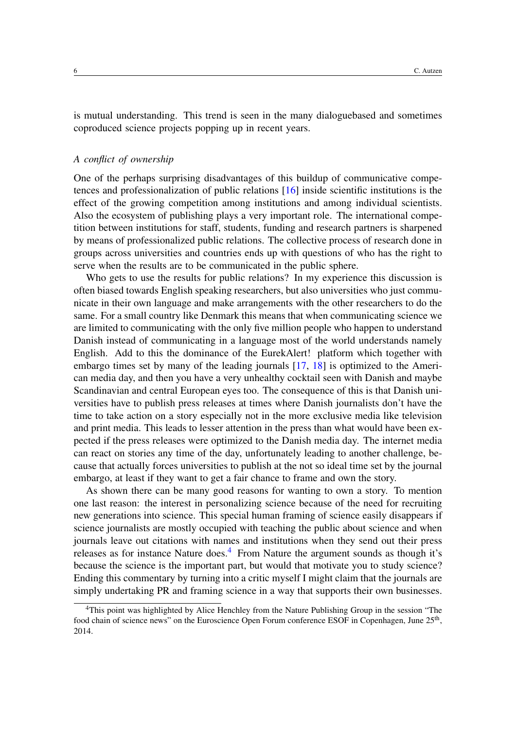is mutual understanding. This trend is seen in the many dialoguebased and sometimes coproduced science projects popping up in recent years.

*A conflict of ownership*

One of the perhaps surprising disadvantages of this buildup of communicative competences and professionalization of public relations [16] inside scientific institutions is the effect of the growing competition among institutions and among individual scientists. Also the ecosystem of publishing plays a very important role. The international competition between institutions for staff, students, funding and research partners is sharpened by means of professionalized public relations. The collective process of research done in groups across universities and countries ends up with questions of who has the right to serve when the results are to be communicated in the public sphere.

Who gets to use the results for public relations? In my experience this discussion is often biased towards English speaking researchers, but also universities who just communicate in their own language and make arrangements with the other researchers to do the same. For a small country like Denmark this means that when communicating science we are limited to communicating with the only five million people who happen to understand Danish instead of communicating in a language most of the world understands namely English. Add to this the dominance of the EurekAlert! platform which together with embargo times set by many of the leading journals [17, 18] is optimized to the American media day, and then you have a very unhealthy cocktail seen with Danish and maybe Scandinavian and central European eyes too. The consequence of this is that Danish universities have to publish press releases at times where Danish journalists don't have the time to take action on a story especially not in the more exclusive media like television and print media. This leads to lesser attention in the press than what would have been expected if the press releases were optimized to the Danish media day. The internet media can react on stories any time of the day, unfortunately leading to another challenge, because that actually forces universities to publish at the not so ideal time set by the journal embargo, at least if they want to get a fair chance to frame and own the story.

As shown there can be many good reasons for wanting to own a story. To mention one last reason: the interest in personalizing science because of the need for recruiting new generations into science. This special human framing of science easily disappears if science journalists are mostly occupied with teaching the public about science and when journals leave out citations with names and institutions when they send out their press releases as for instance Nature does.[4] From Nature the argument sounds as though it's because the science is the important part, but would that motivate you to study science? Ending this commentary by turning into a critic myself I might claim that the journals are simply undertaking PR and framing science in a way that supports their own businesses.

[4]This point was highlighted by Alice Henchley from the Nature Publishing Group in the session "The food chain of science news" on the Euroscience Open Forum conference ESOF in Copenhagen, June 25th, 2014.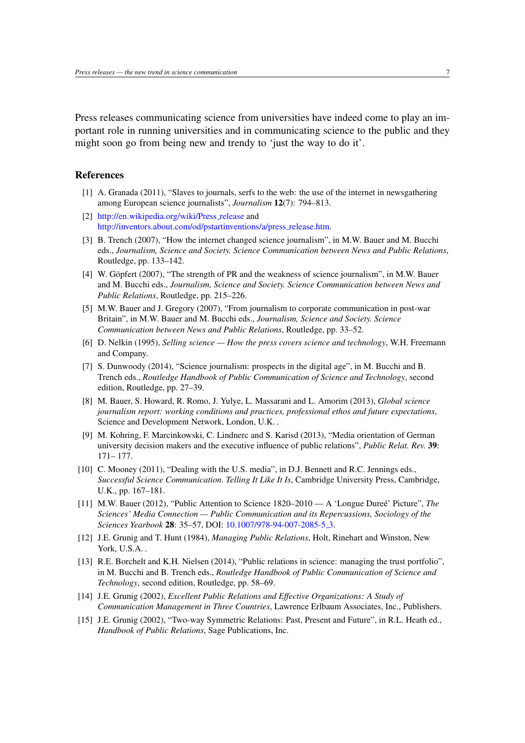Press releases communicating science from universities have indeed come to play an important role in running universities and in communicating science to the public and they might soon go from being new and trendy to 'just the way to do it'.

## References

[1] A. Granada (2011), "Slaves to journals, serfs to the web: the use of the internet in newsgathering among European science journalists", *Journalism* **12**(7): 794–813.

[2] http://en.wikipedia.org/wiki/Press_release and http://inventors.about.com/od/pstartinventions/a/press_release.htm.

[3] B. Trench (2007), "How the internet changed science journalism", in M.W. Bauer and M. Bucchi eds., *Journalism, Science and Society. Science Communication between News and Public Relations*, Routledge, pp. 133–142.

[4] W. Göpfert (2007), "The strength of PR and the weakness of science journalism", in M.W. Bauer and M. Bucchi eds., *Journalism, Science and Society. Science Communication between News and Public Relations*, Routledge, pp. 215–226.

[5] M.W. Bauer and J. Gregory (2007), "From journalism to corporate communication in post-war Britain", in M.W. Bauer and M. Bucchi eds., *Journalism, Science and Society. Science Communication between News and Public Relations*, Routledge, pp. 33–52.

[6] D. Nelkin (1995), *Selling science — How the press covers science and technology*, W.H. Freemann and Company.

[7] S. Dunwoody (2014), "Science journalism: prospects in the digital age", in M. Bucchi and B. Trench eds., *Routledge Handbook of Public Communication of Science and Technology*, second edition, Routledge, pp. 27–39.

[8] M. Bauer, S. Howard, R. Romo, J. Yulye, L. Massarani and L. Amorim (2013), *Global science journalism report: working conditions and practices, professional ethos and future expectations*, Science and Development Network, London, U.K. .

[9] M. Kohring, F. Marcinkowski, C. Lindnerc and S. Karisd (2013), "Media orientation of German university decision makers and the executive influence of public relations", *Public Relat. Rev.* **39**: 171– 177.

[10] C. Mooney (2011), "Dealing with the U.S. media", in D.J. Bennett and R.C. Jennings eds., *Successful Science Communication. Telling It Like It Is*, Cambridge University Press, Cambridge, U.K., pp. 167–181.

[11] M.W. Bauer (2012), "Public Attention to Science 1820–2010 — A 'Longue Dureé' Picture", *The Sciences' Media Connection — Public Communication and its Repercussions, Sociology of the Sciences Yearbook* **28**: 35–57, DOI: 10.1007/978-94-007-2085-5_3.

[12] J.E. Grunig and T. Hunt (1984), *Managing Public Relations*, Holt, Rinehart and Winston, New York, U.S.A. .

[13] R.E. Borchelt and K.H. Nielsen (2014), "Public relations in science: managing the trust portfolio", in M. Bucchi and B. Trench eds., *Routledge Handbook of Public Communication of Science and Technology*, second edition, Routledge, pp. 58–69.

[14] J.E. Grunig (2002), *Excellent Public Relations and Effective Organizations: A Study of Communication Management in Three Countries*, Lawrence Erlbaum Associates, Inc., Publishers.

[15] J.E. Grunig (2002), "Two-way Symmetric Relations: Past, Present and Future", in R.L. Heath ed., *Handbook of Public Relations*, Sage Publications, Inc.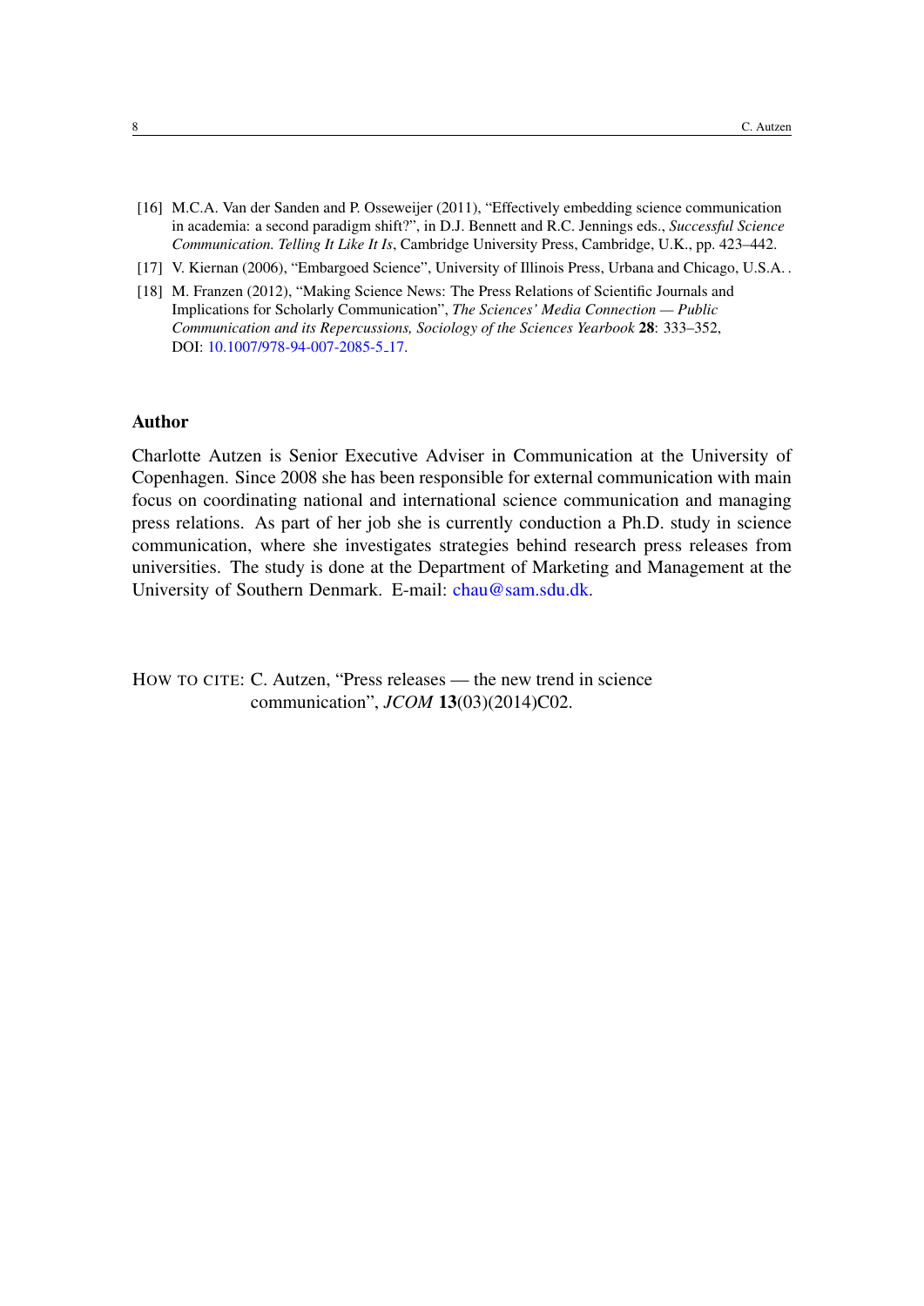[16] M.C.A. Van der Sanden and P. Osseweijer (2011), "Effectively embedding science communication in academia: a second paradigm shift?", in D.J. Bennett and R.C. Jennings eds., *Successful Science Communication. Telling It Like It Is*, Cambridge University Press, Cambridge, U.K., pp. 423–442.

[17] V. Kiernan (2006), "Embargoed Science", University of Illinois Press, Urbana and Chicago, U.S.A. .

[18] M. Franzen (2012), "Making Science News: The Press Relations of Scientific Journals and Implications for Scholarly Communication", *The Sciences' Media Connection — Public Communication and its Repercussions, Sociology of the Sciences Yearbook* **28**: 333–352, DOI: 10.1007/978-94-007-2085-5_17.

## Author

Charlotte Autzen is Senior Executive Adviser in Communication at the University of Copenhagen. Since 2008 she has been responsible for external communication with main focus on coordinating national and international science communication and managing press relations. As part of her job she is currently conduction a Ph.D. study in science communication, where she investigates strategies behind research press releases from universities. The study is done at the Department of Marketing and Management at the University of Southern Denmark. E-mail: chau@sam.sdu.dk.

HOW TO CITE: C. Autzen, "Press releases — the new trend in science communication", *JCOM* **13**(03)(2014)C02.